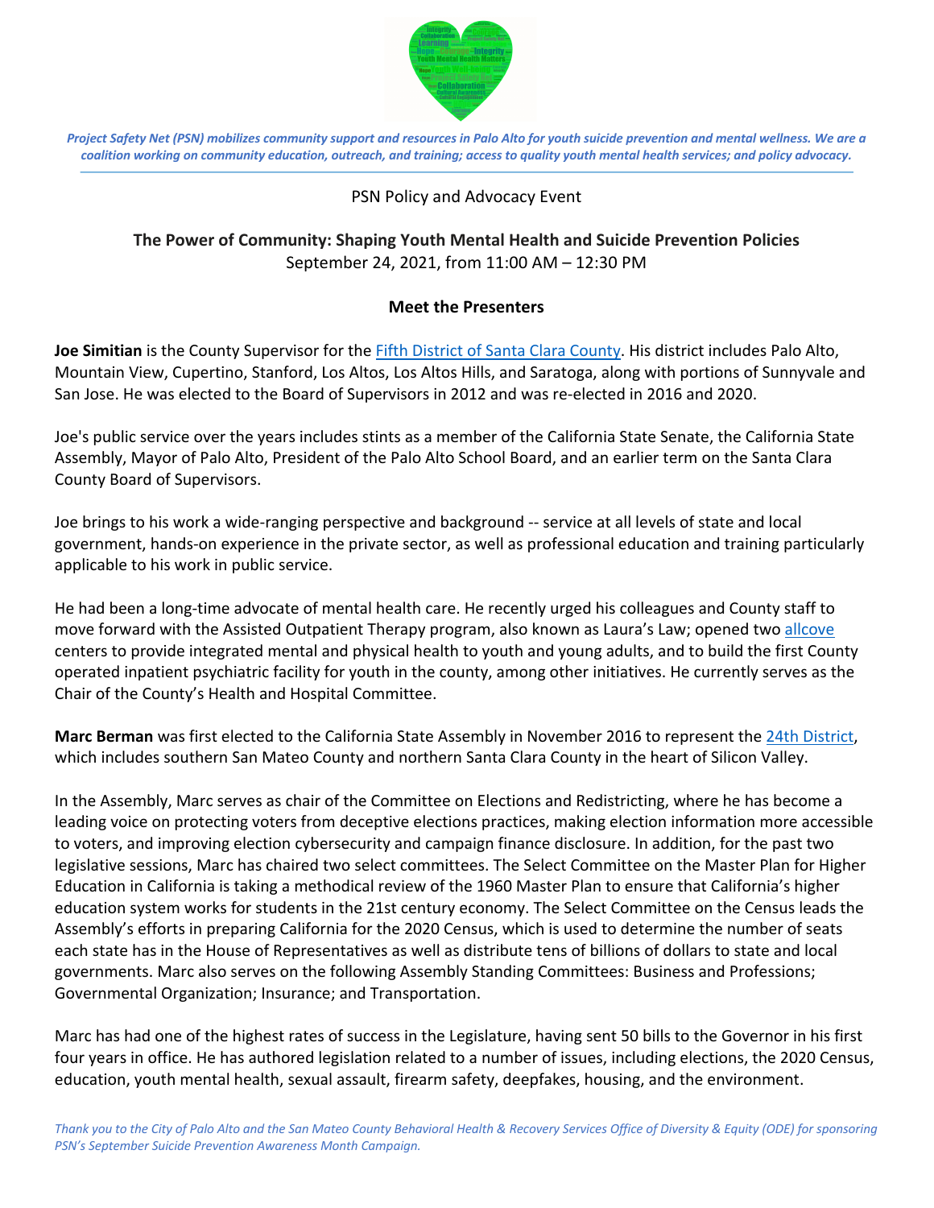*Project Safety Net (PSN) mobilizes community support and resources in Palo Alto for youth suicide prevention and mental wellness. We are a coalition working on community education, outreach, and training; access to quality youth mental health services; and policy advocacy.*

PSN Policy and Advocacy Event

**The Power of Community: Shaping Youth Mental Health and Suicide Prevention Policies**
September 24, 2021, from 11:00 AM – 12:30 PM

## Meet the Presenters

**Joe Simitian** is the County Supervisor for the Fifth District of Santa Clara County. His district includes Palo Alto, Mountain View, Cupertino, Stanford, Los Altos, Los Altos Hills, and Saratoga, along with portions of Sunnyvale and San Jose. He was elected to the Board of Supervisors in 2012 and was re-elected in 2016 and 2020.

Joe's public service over the years includes stints as a member of the California State Senate, the California State Assembly, Mayor of Palo Alto, President of the Palo Alto School Board, and an earlier term on the Santa Clara County Board of Supervisors.

Joe brings to his work a wide-ranging perspective and background -- service at all levels of state and local government, hands-on experience in the private sector, as well as professional education and training particularly applicable to his work in public service.

He had been a long-time advocate of mental health care. He recently urged his colleagues and County staff to move forward with the Assisted Outpatient Therapy program, also known as Laura's Law; opened two allcove centers to provide integrated mental and physical health to youth and young adults, and to build the first County operated inpatient psychiatric facility for youth in the county, among other initiatives. He currently serves as the Chair of the County's Health and Hospital Committee.

**Marc Berman** was first elected to the California State Assembly in November 2016 to represent the 24th District, which includes southern San Mateo County and northern Santa Clara County in the heart of Silicon Valley.

In the Assembly, Marc serves as chair of the Committee on Elections and Redistricting, where he has become a leading voice on protecting voters from deceptive elections practices, making election information more accessible to voters, and improving election cybersecurity and campaign finance disclosure. In addition, for the past two legislative sessions, Marc has chaired two select committees. The Select Committee on the Master Plan for Higher Education in California is taking a methodical review of the 1960 Master Plan to ensure that California's higher education system works for students in the 21st century economy. The Select Committee on the Census leads the Assembly's efforts in preparing California for the 2020 Census, which is used to determine the number of seats each state has in the House of Representatives as well as distribute tens of billions of dollars to state and local governments. Marc also serves on the following Assembly Standing Committees: Business and Professions; Governmental Organization; Insurance; and Transportation.

Marc has had one of the highest rates of success in the Legislature, having sent 50 bills to the Governor in his first four years in office. He has authored legislation related to a number of issues, including elections, the 2020 Census, education, youth mental health, sexual assault, firearm safety, deepfakes, housing, and the environment.

*Thank you to the City of Palo Alto and the San Mateo County Behavioral Health & Recovery Services Office of Diversity & Equity (ODE) for sponsoring PSN's September Suicide Prevention Awareness Month Campaign.*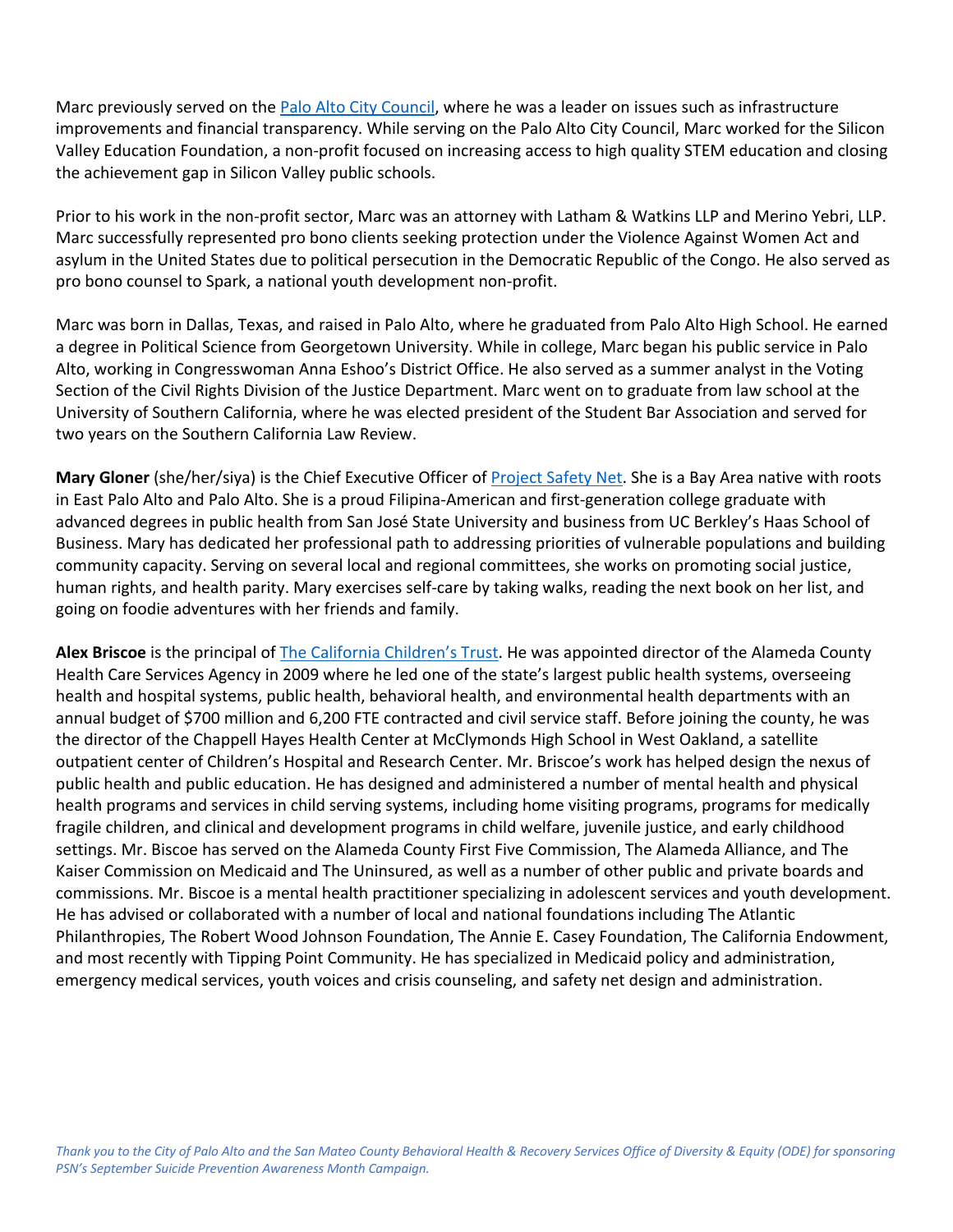Marc previously served on the [Palo Alto City Council](), where he was a leader on issues such as infrastructure improvements and financial transparency. While serving on the Palo Alto City Council, Marc worked for the Silicon Valley Education Foundation, a non-profit focused on increasing access to high quality STEM education and closing the achievement gap in Silicon Valley public schools.

Prior to his work in the non-profit sector, Marc was an attorney with Latham & Watkins LLP and Merino Yebri, LLP. Marc successfully represented pro bono clients seeking protection under the Violence Against Women Act and asylum in the United States due to political persecution in the Democratic Republic of the Congo. He also served as pro bono counsel to Spark, a national youth development non-profit.

Marc was born in Dallas, Texas, and raised in Palo Alto, where he graduated from Palo Alto High School. He earned a degree in Political Science from Georgetown University. While in college, Marc began his public service in Palo Alto, working in Congresswoman Anna Eshoo's District Office. He also served as a summer analyst in the Voting Section of the Civil Rights Division of the Justice Department. Marc went on to graduate from law school at the University of Southern California, where he was elected president of the Student Bar Association and served for two years on the Southern California Law Review.

**Mary Gloner** (she/her/siya) is the Chief Executive Officer of [Project Safety Net](). She is a Bay Area native with roots in East Palo Alto and Palo Alto. She is a proud Filipina-American and first-generation college graduate with advanced degrees in public health from San José State University and business from UC Berkley's Haas School of Business. Mary has dedicated her professional path to addressing priorities of vulnerable populations and building community capacity. Serving on several local and regional committees, she works on promoting social justice, human rights, and health parity. Mary exercises self-care by taking walks, reading the next book on her list, and going on foodie adventures with her friends and family.

**Alex Briscoe** is the principal of [The California Children's Trust](). He was appointed director of the Alameda County Health Care Services Agency in 2009 where he led one of the state's largest public health systems, overseeing health and hospital systems, public health, behavioral health, and environmental health departments with an annual budget of $700 million and 6,200 FTE contracted and civil service staff. Before joining the county, he was the director of the Chappell Hayes Health Center at McClymonds High School in West Oakland, a satellite outpatient center of Children's Hospital and Research Center. Mr. Briscoe's work has helped design the nexus of public health and public education. He has designed and administered a number of mental health and physical health programs and services in child serving systems, including home visiting programs, programs for medically fragile children, and clinical and development programs in child welfare, juvenile justice, and early childhood settings. Mr. Biscoe has served on the Alameda County First Five Commission, The Alameda Alliance, and The Kaiser Commission on Medicaid and The Uninsured, as well as a number of other public and private boards and commissions. Mr. Biscoe is a mental health practitioner specializing in adolescent services and youth development. He has advised or collaborated with a number of local and national foundations including The Atlantic Philanthropies, The Robert Wood Johnson Foundation, The Annie E. Casey Foundation, The California Endowment, and most recently with Tipping Point Community. He has specialized in Medicaid policy and administration, emergency medical services, youth voices and crisis counseling, and safety net design and administration.

*Thank you to the City of Palo Alto and the San Mateo County Behavioral Health & Recovery Services Office of Diversity & Equity (ODE) for sponsoring PSN's September Suicide Prevention Awareness Month Campaign.*